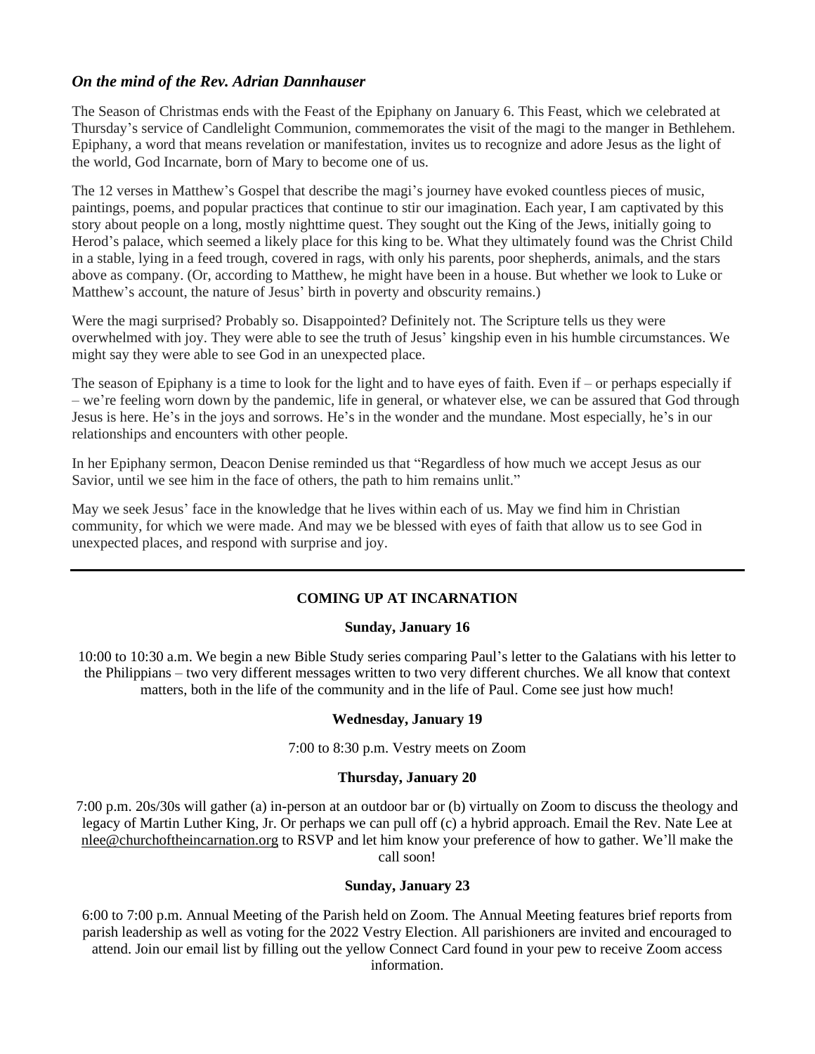### *On the mind of the Rev. Adrian Dannhauser*

The Season of Christmas ends with the Feast of the Epiphany on January 6. This Feast, which we celebrated at Thursday's service of Candlelight Communion, commemorates the visit of the magi to the manger in Bethlehem. Epiphany, a word that means revelation or manifestation, invites us to recognize and adore Jesus as the light of the world, God Incarnate, born of Mary to become one of us.

The 12 verses in Matthew's Gospel that describe the magi's journey have evoked countless pieces of music, paintings, poems, and popular practices that continue to stir our imagination. Each year, I am captivated by this story about people on a long, mostly nighttime quest. They sought out the King of the Jews, initially going to Herod's palace, which seemed a likely place for this king to be. What they ultimately found was the Christ Child in a stable, lying in a feed trough, covered in rags, with only his parents, poor shepherds, animals, and the stars above as company. (Or, according to Matthew, he might have been in a house. But whether we look to Luke or Matthew's account, the nature of Jesus' birth in poverty and obscurity remains.)

Were the magi surprised? Probably so. Disappointed? Definitely not. The Scripture tells us they were overwhelmed with joy. They were able to see the truth of Jesus' kingship even in his humble circumstances. We might say they were able to see God in an unexpected place.

The season of Epiphany is a time to look for the light and to have eyes of faith. Even if – or perhaps especially if – we're feeling worn down by the pandemic, life in general, or whatever else, we can be assured that God through Jesus is here. He's in the joys and sorrows. He's in the wonder and the mundane. Most especially, he's in our relationships and encounters with other people.

In her Epiphany sermon, Deacon Denise reminded us that "Regardless of how much we accept Jesus as our Savior, until we see him in the face of others, the path to him remains unlit."

May we seek Jesus' face in the knowledge that he lives within each of us. May we find him in Christian community, for which we were made. And may we be blessed with eyes of faith that allow us to see God in unexpected places, and respond with surprise and joy.

---

## COMING UP AT INCARNATION

**Sunday, January 16**

10:00 to 10:30 a.m. We begin a new Bible Study series comparing Paul's letter to the Galatians with his letter to the Philippians – two very different messages written to two very different churches. We all know that context matters, both in the life of the community and in the life of Paul. Come see just how much!

**Wednesday, January 19**

7:00 to 8:30 p.m. Vestry meets on Zoom

**Thursday, January 20**

7:00 p.m. 20s/30s will gather (a) in-person at an outdoor bar or (b) virtually on Zoom to discuss the theology and legacy of Martin Luther King, Jr. Or perhaps we can pull off (c) a hybrid approach. Email the Rev. Nate Lee at nlee@churchoftheincarnation.org to RSVP and let him know your preference of how to gather. We'll make the call soon!

**Sunday, January 23**

6:00 to 7:00 p.m. Annual Meeting of the Parish held on Zoom. The Annual Meeting features brief reports from parish leadership as well as voting for the 2022 Vestry Election. All parishioners are invited and encouraged to attend. Join our email list by filling out the yellow Connect Card found in your pew to receive Zoom access information.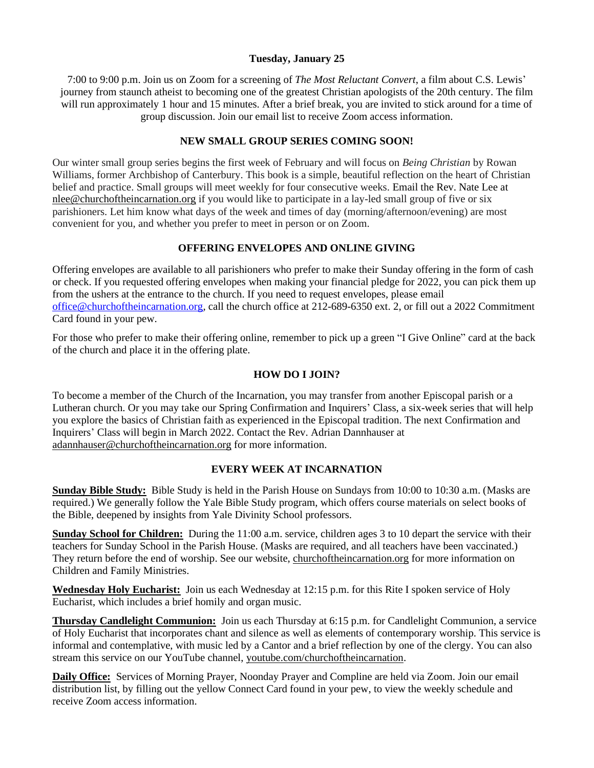**Tuesday, January 25**

7:00 to 9:00 p.m. Join us on Zoom for a screening of *The Most Reluctant Convert*, a film about C.S. Lewis' journey from staunch atheist to becoming one of the greatest Christian apologists of the 20th century. The film will run approximately 1 hour and 15 minutes. After a brief break, you are invited to stick around for a time of group discussion. Join our email list to receive Zoom access information.

## NEW SMALL GROUP SERIES COMING SOON!

Our winter small group series begins the first week of February and will focus on *Being Christian* by Rowan Williams, former Archbishop of Canterbury. This book is a simple, beautiful reflection on the heart of Christian belief and practice. Small groups will meet weekly for four consecutive weeks. Email the Rev. Nate Lee at nlee@churchoftheincarnation.org if you would like to participate in a lay-led small group of five or six parishioners. Let him know what days of the week and times of day (morning/afternoon/evening) are most convenient for you, and whether you prefer to meet in person or on Zoom.

## OFFERING ENVELOPES AND ONLINE GIVING

Offering envelopes are available to all parishioners who prefer to make their Sunday offering in the form of cash or check. If you requested offering envelopes when making your financial pledge for 2022, you can pick them up from the ushers at the entrance to the church. If you need to request envelopes, please email office@churchoftheincarnation.org, call the church office at 212-689-6350 ext. 2, or fill out a 2022 Commitment Card found in your pew.

For those who prefer to make their offering online, remember to pick up a green "I Give Online" card at the back of the church and place it in the offering plate.

## HOW DO I JOIN?

To become a member of the Church of the Incarnation, you may transfer from another Episcopal parish or a Lutheran church. Or you may take our Spring Confirmation and Inquirers' Class, a six-week series that will help you explore the basics of Christian faith as experienced in the Episcopal tradition. The next Confirmation and Inquirers' Class will begin in March 2022. Contact the Rev. Adrian Dannhauser at adannhauser@churchoftheincarnation.org for more information.

## EVERY WEEK AT INCARNATION

**Sunday Bible Study:** Bible Study is held in the Parish House on Sundays from 10:00 to 10:30 a.m. (Masks are required.) We generally follow the Yale Bible Study program, which offers course materials on select books of the Bible, deepened by insights from Yale Divinity School professors.

**Sunday School for Children:** During the 11:00 a.m. service, children ages 3 to 10 depart the service with their teachers for Sunday School in the Parish House. (Masks are required, and all teachers have been vaccinated.) They return before the end of worship. See our website, churchoftheincarnation.org for more information on Children and Family Ministries.

**Wednesday Holy Eucharist:** Join us each Wednesday at 12:15 p.m. for this Rite I spoken service of Holy Eucharist, which includes a brief homily and organ music.

**Thursday Candlelight Communion:** Join us each Thursday at 6:15 p.m. for Candlelight Communion, a service of Holy Eucharist that incorporates chant and silence as well as elements of contemporary worship. This service is informal and contemplative, with music led by a Cantor and a brief reflection by one of the clergy. You can also stream this service on our YouTube channel, youtube.com/churchoftheincarnation.

**Daily Office:** Services of Morning Prayer, Noonday Prayer and Compline are held via Zoom. Join our email distribution list, by filling out the yellow Connect Card found in your pew, to view the weekly schedule and receive Zoom access information.